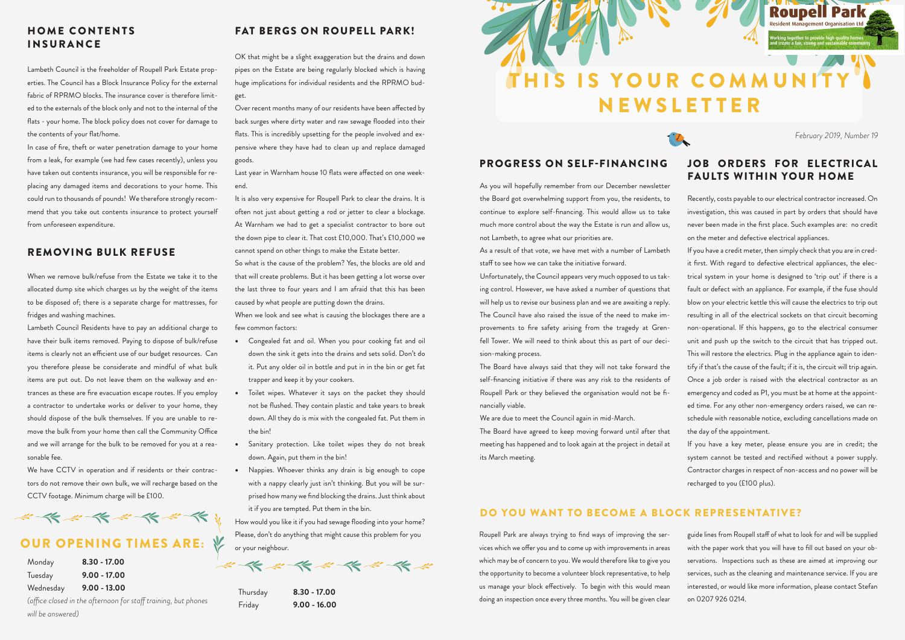# THIS IS YOUR COMMUNITY NEWSLETTER

Roupell Park Resident Management Organisation Ltd

Working together to provide high quality homes and create a fair, strong and sustainable community

*February 2019, Number 19*

## HOME CONTENTS INSURANCE

Lambeth Council is the freeholder of Roupell Park Estate properties. The Council has a Block Insurance Policy for the external fabric of RPRMO blocks. The insurance cover is therefore limited to the externals of the block only and not to the internal of the flats - your home. The block policy does not cover for damage to the contents of your flat/home.

In case of fire, theft or water penetration damage to your home from a leak, for example (we had few cases recently), unless you have taken out contents insurance, you will be responsible for replacing any damaged items and decorations to your home. This could run to thousands of pounds! We therefore strongly recommend that you take out contents insurance to protect yourself from unforeseen expenditure.

## REMOVING BULK REFUSE

When we remove bulk/refuse from the Estate we take it to the allocated dump site which charges us by the weight of the items to be disposed of; there is a separate charge for mattresses, for fridges and washing machines.

Lambeth Council Residents have to pay an additional charge to have their bulk items removed. Paying to dispose of bulk/refuse items is clearly not an efficient use of our budget resources. Can you therefore please be considerate and mindful of what bulk items are put out. Do not leave them on the walkway and entrances as these are fire evacuation escape routes. If you employ a contractor to undertake works or deliver to your home, they should dispose of the bulk themselves. If you are unable to remove the bulk from your home then call the Community Office and we will arrange for the bulk to be removed for you at a reasonable fee.

We have CCTV in operation and if residents or their contractors do not remove their own bulk, we will recharge based on the CCTV footage. Minimum charge will be £100.

## FAT BERGS ON ROUPELL PARK!

OK that might be a slight exaggeration but the drains and down pipes on the Estate are being regularly blocked which is having huge implications for individual residents and the RPRMO budget.

Over recent months many of our residents have been affected by back surges where dirty water and raw sewage flooded into their flats. This is incredibly upsetting for the people involved and expensive where they have had to clean up and replace damaged goods.

Last year in Warnham house 10 flats were affected on one weekend.

It is also very expensive for Roupell Park to clear the drains. It is often not just about getting a rod or jetter to clear a blockage. At Warnham we had to get a specialist contractor to bore out the down pipe to clear it. That cost £10,000. That's £10,000 we cannot spend on other things to make the Estate better.

So what is the cause of the problem? Yes, the blocks are old and that will create problems. But it has been getting a lot worse over the last three to four years and I am afraid that this has been caused by what people are putting down the drains.

When we look and see what is causing the blockages there are a few common factors:

- Congealed fat and oil. When you pour cooking fat and oil down the sink it gets into the drains and sets solid. Don't do it. Put any older oil in bottle and put in in the bin or get fat trapper and keep it by your cookers.
- Toilet wipes. Whatever it says on the packet they should not be flushed. They contain plastic and take years to break down. All they do is mix with the congealed fat. Put them in the bin!
- Sanitary protection. Like toilet wipes they do not break down. Again, put them in the bin!
- Nappies. Whoever thinks any drain is big enough to cope with a nappy clearly just isn't thinking. But you will be surprised how many we find blocking the drains. Just think about it if you are tempted. Put them in the bin.

How would you like it if you had sewage flooding into your home? Please, don't do anything that might cause this problem for you or your neighbour.

## OUR OPENING TIMES ARE:

| Day | Hours |
|---|---|
| Monday | **8.30 - 17.00** |
| Tuesday | **9.00 - 17.00** |
| Wednesday | **9.00 - 13.00** |
| Thursday | **8.30 - 17.00** |
| Friday | **9.00 - 16.00** |

*(office closed in the afternoon for staff training, but phones will be answered)*

## PROGRESS ON SELF-FINANCING

As you will hopefully remember from our December newsletter the Board got overwhelming support from you, the residents, to continue to explore self-financing. This would allow us to take much more control about the way the Estate is run and allow us, not Lambeth, to agree what our priorities are.

As a result of that vote, we have met with a number of Lambeth staff to see how we can take the initiative forward.

Unfortunately, the Council appears very much opposed to us taking control. However, we have asked a number of questions that will help us to revise our business plan and we are awaiting a reply. The Council have also raised the issue of the need to make improvements to fire safety arising from the tragedy at Grenfell Tower. We will need to think about this as part of our decision-making process.

The Board have always said that they will not take forward the self-financing initiative if there was any risk to the residents of Roupell Park or they believed the organisation would not be financially viable.

We are due to meet the Council again in mid-March.

The Board have agreed to keep moving forward until after that meeting has happened and to look again at the project in detail at its March meeting.

## JOB ORDERS FOR ELECTRICAL FAULTS WITHIN YOUR HOME

Recently, costs payable to our electrical contractor increased. On investigation, this was caused in part by orders that should have never been made in the first place. Such examples are: no credit on the meter and defective electrical appliances.

If you have a credit meter, then simply check that you are in credit first. With regard to defective electrical appliances, the electrical system in your home is designed to 'trip out' if there is a fault or defect with an appliance. For example, if the fuse should blow on your electric kettle this will cause the electrics to trip out resulting in all of the electrical sockets on that circuit becoming non-operational. If this happens, go to the electrical consumer unit and push up the switch to the circuit that has tripped out. This will restore the electrics. Plug in the appliance again to identify if that's the cause of the fault; if it is, the circuit will trip again. Once a job order is raised with the electrical contractor as an emergency and coded as P1, you must be at home at the appointed time. For any other non-emergency orders raised, we can reschedule with reasonable notice, excluding cancellations made on the day of the appointment.

If you have a key meter, please ensure you are in credit; the system cannot be tested and rectified without a power supply. Contractor charges in respect of non-access and no power will be recharged to you (£100 plus).

## DO YOU WANT TO BECOME A BLOCK REPRESENTATIVE?

Roupell Park are always trying to find ways of improving the services which we offer you and to come up with improvements in areas which may be of concern to you. We would therefore like to give you the opportunity to become a volunteer block representative, to help us manage your block effectively. To begin with this would mean doing an inspection once every three months. You will be given clear guide lines from Roupell staff of what to look for and will be supplied with the paper work that you will have to fill out based on your observations. Inspections such as these are aimed at improving our services, such as the cleaning and maintenance service. If you are interested, or would like more information, please contact Stefan on 0207 926 0214.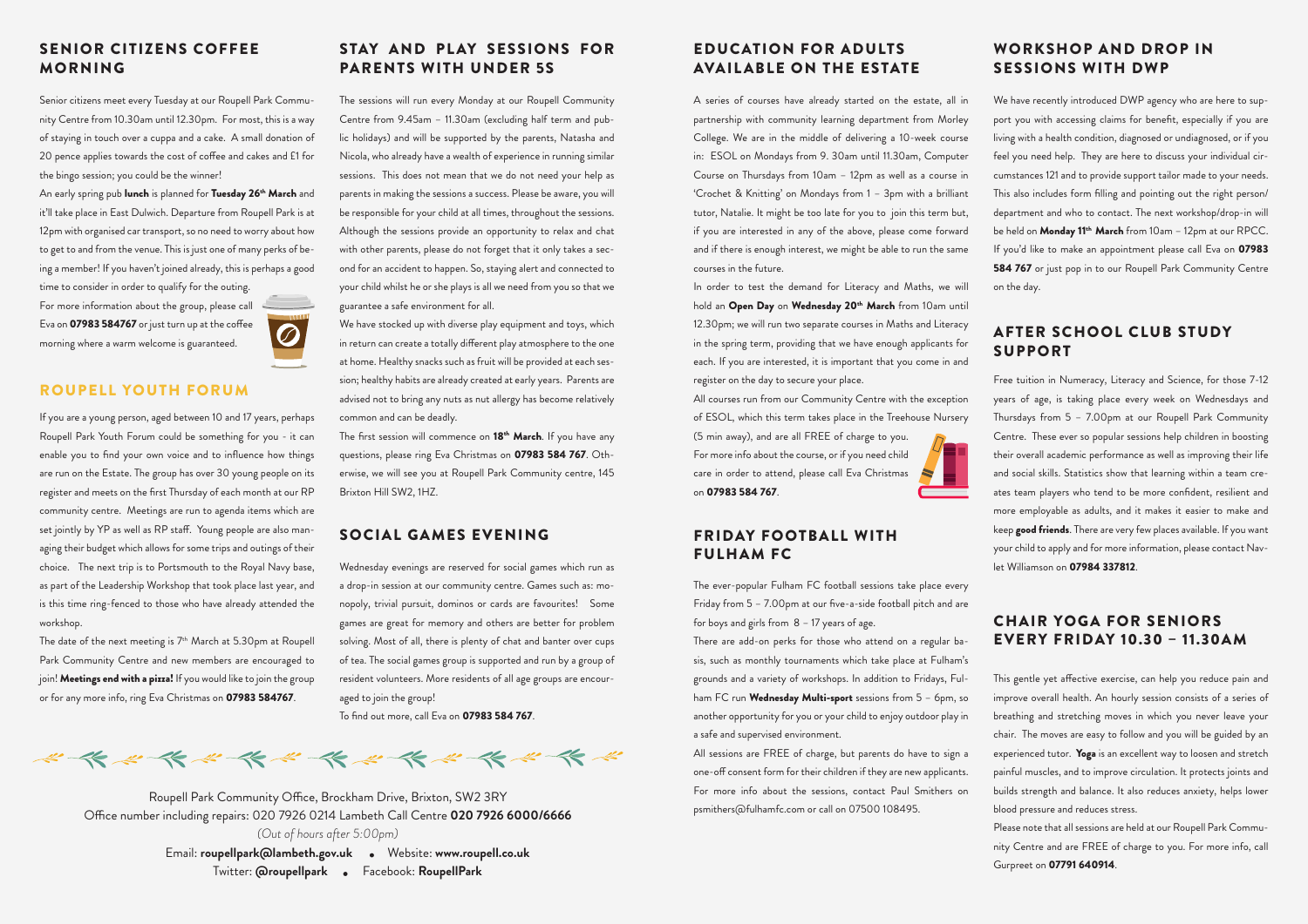## SENIOR CITIZENS COFFEE MORNING

Senior citizens meet every Tuesday at our Roupell Park Community Centre from 10.30am until 12.30pm. For most, this is a way of staying in touch over a cuppa and a cake. A small donation of 20 pence applies towards the cost of coffee and cakes and £1 for the bingo session; you could be the winner!

An early spring pub **lunch** is planned for **Tuesday 26th March** and it'll take place in East Dulwich. Departure from Roupell Park is at 12pm with organised car transport, so no need to worry about how to get to and from the venue. This is just one of many perks of being a member! If you haven't joined already, this is perhaps a good time to consider in order to qualify for the outing.

For more information about the group, please call Eva on **07983 584767** or just turn up at the coffee morning where a warm welcome is guaranteed.

## ROUPELL YOUTH FORUM

If you are a young person, aged between 10 and 17 years, perhaps Roupell Park Youth Forum could be something for you - it can enable you to find your own voice and to influence how things are run on the Estate. The group has over 30 young people on its register and meets on the first Thursday of each month at our RP community centre. Meetings are run to agenda items which are set jointly by YP as well as RP staff. Young people are also managing their budget which allows for some trips and outings of their choice. The next trip is to Portsmouth to the Royal Navy base, as part of the Leadership Workshop that took place last year, and is this time ring-fenced to those who have already attended the workshop.

The date of the next meeting is 7th March at 5.30pm at Roupell Park Community Centre and new members are encouraged to join! **Meetings end with a pizza!** If you would like to join the group or for any more info, ring Eva Christmas on **07983 584767**.

## STAY AND PLAY SESSIONS FOR PARENTS WITH UNDER 5S

The sessions will run every Monday at our Roupell Community Centre from 9.45am – 11.30am (excluding half term and public holidays) and will be supported by the parents, Natasha and Nicola, who already have a wealth of experience in running similar sessions. This does not mean that we do not need your help as parents in making the sessions a success. Please be aware, you will be responsible for your child at all times, throughout the sessions. Although the sessions provide an opportunity to relax and chat with other parents, please do not forget that it only takes a second for an accident to happen. So, staying alert and connected to your child whilst he or she plays is all we need from you so that we guarantee a safe environment for all.

We have stocked up with diverse play equipment and toys, which in return can create a totally different play atmosphere to the one at home. Healthy snacks such as fruit will be provided at each session; healthy habits are already created at early years. Parents are advised not to bring any nuts as nut allergy has become relatively common and can be deadly.

The first session will commence on **18th March**. If you have any questions, please ring Eva Christmas on **07983 584 767**. Otherwise, we will see you at Roupell Park Community centre, 145 Brixton Hill SW2, 1HZ.

## SOCIAL GAMES EVENING

Wednesday evenings are reserved for social games which run as a drop-in session at our community centre. Games such as: monopoly, trivial pursuit, dominos or cards are favourites! Some games are great for memory and others are better for problem solving. Most of all, there is plenty of chat and banter over cups of tea. The social games group is supported and run by a group of resident volunteers. More residents of all age groups are encouraged to join the group!

To find out more, call Eva on **07983 584 767**.

## EDUCATION FOR ADULTS AVAILABLE ON THE ESTATE

A series of courses have already started on the estate, all in partnership with community learning department from Morley College. We are in the middle of delivering a 10-week course in: ESOL on Mondays from 9. 30am until 11.30am, Computer Course on Thursdays from 10am – 12pm as well as a course in 'Crochet & Knitting' on Mondays from 1 – 3pm with a brilliant tutor, Natalie. It might be too late for you to join this term but, if you are interested in any of the above, please come forward and if there is enough interest, we might be able to run the same courses in the future.

In order to test the demand for Literacy and Maths, we will hold an **Open Day** on **Wednesday 20th March** from 10am until 12.30pm; we will run two separate courses in Maths and Literacy in the spring term, providing that we have enough applicants for each. If you are interested, it is important that you come in and register on the day to secure your place.

All courses run from our Community Centre with the exception of ESOL, which this term takes place in the Treehouse Nursery (5 min away), and are all FREE of charge to you. For more info about the course, or if you need child care in order to attend, please call Eva Christmas on **07983 584 767**.

## FRIDAY FOOTBALL WITH FULHAM FC

The ever-popular Fulham FC football sessions take place every Friday from 5 – 7.00pm at our five-a-side football pitch and are for boys and girls from 8 – 17 years of age.

There are add-on perks for those who attend on a regular basis, such as monthly tournaments which take place at Fulham's grounds and a variety of workshops. In addition to Fridays, Fulham FC run **Wednesday Multi-sport** sessions from 5 – 6pm, so another opportunity for you or your child to enjoy outdoor play in a safe and supervised environment.

All sessions are FREE of charge, but parents do have to sign a one-off consent form for their children if they are new applicants. For more info about the sessions, contact Paul Smithers on psmithers@fulhamfc.com or call on 07500 108495.

## WORKSHOP AND DROP IN SESSIONS WITH DWP

We have recently introduced DWP agency who are here to support you with accessing claims for benefit, especially if you are living with a health condition, diagnosed or undiagnosed, or if you feel you need help. They are here to discuss your individual circumstances 121 and to provide support tailor made to your needs. This also includes form filling and pointing out the right person/department and who to contact. The next workshop/drop-in will be held on **Monday 11th March** from 10am – 12pm at our RPCC. If you'd like to make an appointment please call Eva on **07983 584 767** or just pop in to our Roupell Park Community Centre on the day.

## AFTER SCHOOL CLUB STUDY SUPPORT

Free tuition in Numeracy, Literacy and Science, for those 7-12 years of age, is taking place every week on Wednesdays and Thursdays from 5 – 7.00pm at our Roupell Park Community Centre. These ever so popular sessions help children in boosting their overall academic performance as well as improving their life and social skills. Statistics show that learning within a team creates team players who tend to be more confident, resilient and more employable as adults, and it makes it easier to make and keep **good friends**. There are very few places available. If you want your child to apply and for more information, please contact Navlet Williamson on **07984 337812**.

## CHAIR YOGA FOR SENIORS EVERY FRIDAY 10.30 – 11.30AM

This gentle yet affective exercise, can help you reduce pain and improve overall health. An hourly session consists of a series of breathing and stretching moves in which you never leave your chair. The moves are easy to follow and you will be guided by an experienced tutor. **Yoga** is an excellent way to loosen and stretch painful muscles, and to improve circulation. It protects joints and builds strength and balance. It also reduces anxiety, helps lower blood pressure and reduces stress.

Please note that all sessions are held at our Roupell Park Community Centre and are FREE of charge to you. For more info, call Gurpreet on **07791 640914**.

Roupell Park Community Office, Brockham Drive, Brixton, SW2 3RY
Office number including repairs: 020 7926 0214 Lambeth Call Centre **020 7926 6000/6666**
*(Out of hours after 5:00pm)*
Email: **roupellpark@lambeth.gov.uk** • Website: **www.roupell.co.uk**
Twitter: **@roupellpark** • Facebook: **RoupellPark**